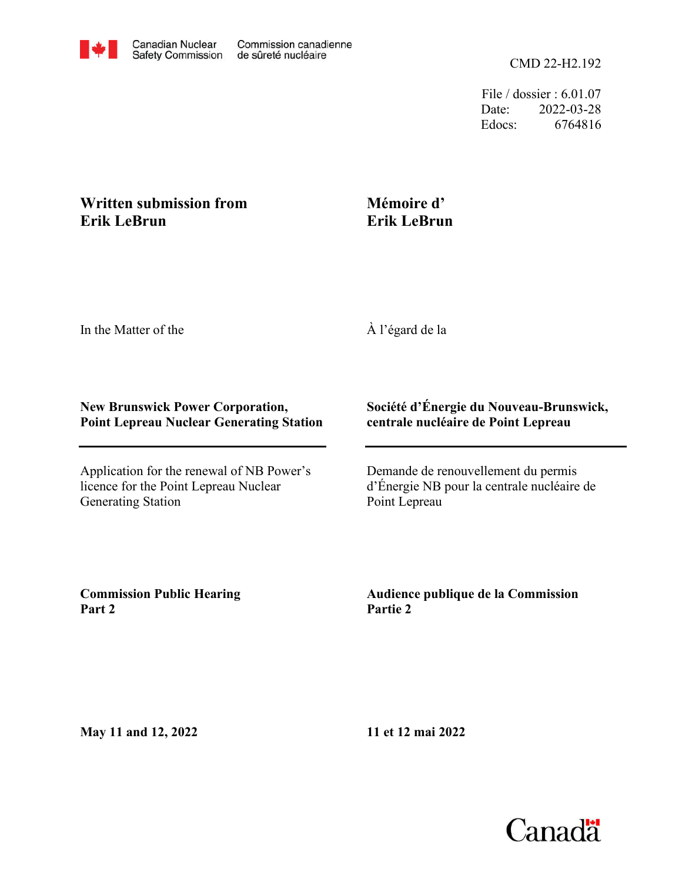Canadian Nuclear Safety Commission | Commission canadienne de sûreté nucléaire

CMD 22-H2.192

File / dossier : 6.01.07
Date: 2022-03-28
Edocs: 6764816

**Written submission from Erik LeBrun**

**Mémoire d' Erik LeBrun**

In the Matter of the

À l'égard de la

**New Brunswick Power Corporation, Point Lepreau Nuclear Generating Station**

**Société d'Énergie du Nouveau-Brunswick, centrale nucléaire de Point Lepreau**

Application for the renewal of NB Power's licence for the Point Lepreau Nuclear Generating Station

Demande de renouvellement du permis d'Énergie NB pour la centrale nucléaire de Point Lepreau

**Commission Public Hearing Part 2**

**Audience publique de la Commission Partie 2**

**May 11 and 12, 2022**

**11 et 12 mai 2022**

Canada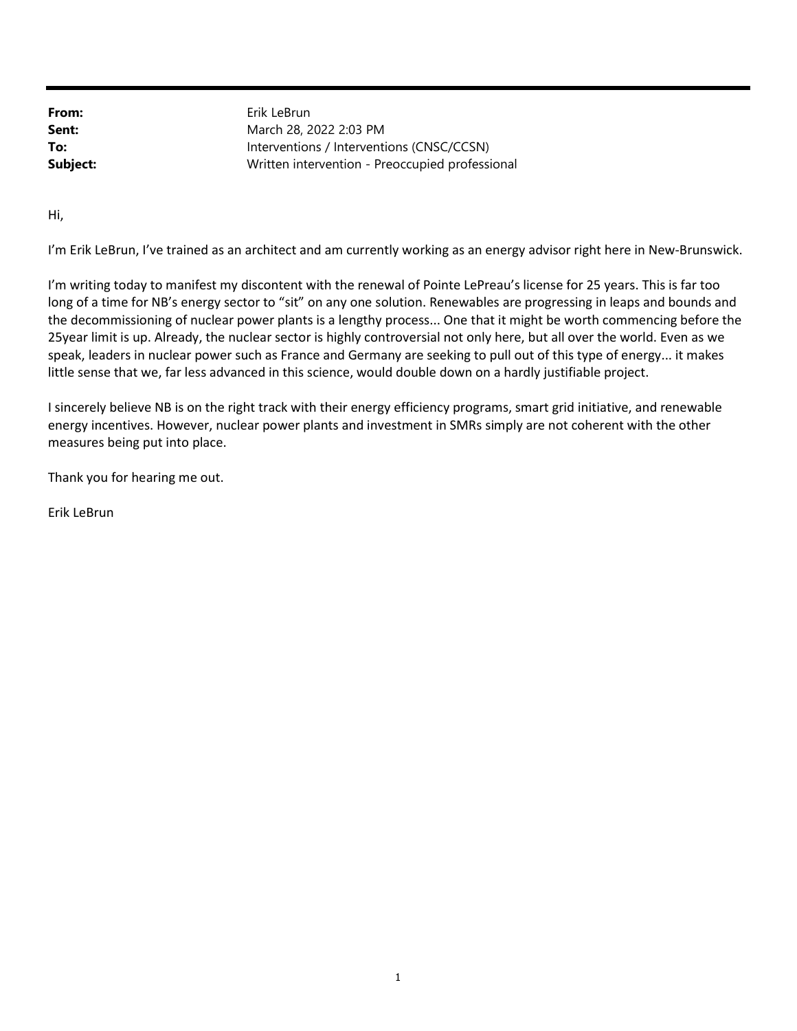**From:** Erik LeBrun
**Sent:** March 28, 2022 2:03 PM
**To:** Interventions / Interventions (CNSC/CCSN)
**Subject:** Written intervention - Preoccupied professional

Hi,

I'm Erik LeBrun, I've trained as an architect and am currently working as an energy advisor right here in New-Brunswick.

I'm writing today to manifest my discontent with the renewal of Pointe LePreau's license for 25 years. This is far too long of a time for NB's energy sector to "sit" on any one solution. Renewables are progressing in leaps and bounds and the decommissioning of nuclear power plants is a lengthy process... One that it might be worth commencing before the 25year limit is up. Already, the nuclear sector is highly controversial not only here, but all over the world. Even as we speak, leaders in nuclear power such as France and Germany are seeking to pull out of this type of energy... it makes little sense that we, far less advanced in this science, would double down on a hardly justifiable project.

I sincerely believe NB is on the right track with their energy efficiency programs, smart grid initiative, and renewable energy incentives. However, nuclear power plants and investment in SMRs simply are not coherent with the other measures being put into place.

Thank you for hearing me out.

Erik LeBrun